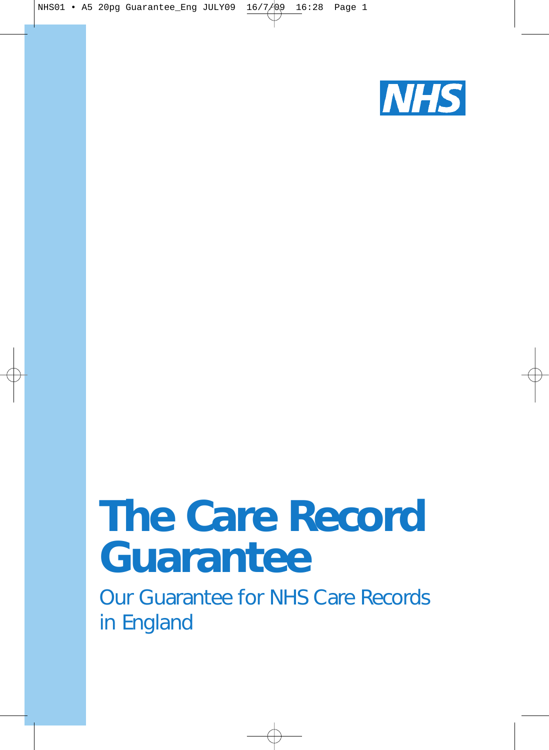NHS

# The Care Record Guarantee

## Our Guarantee for NHS Care Records in England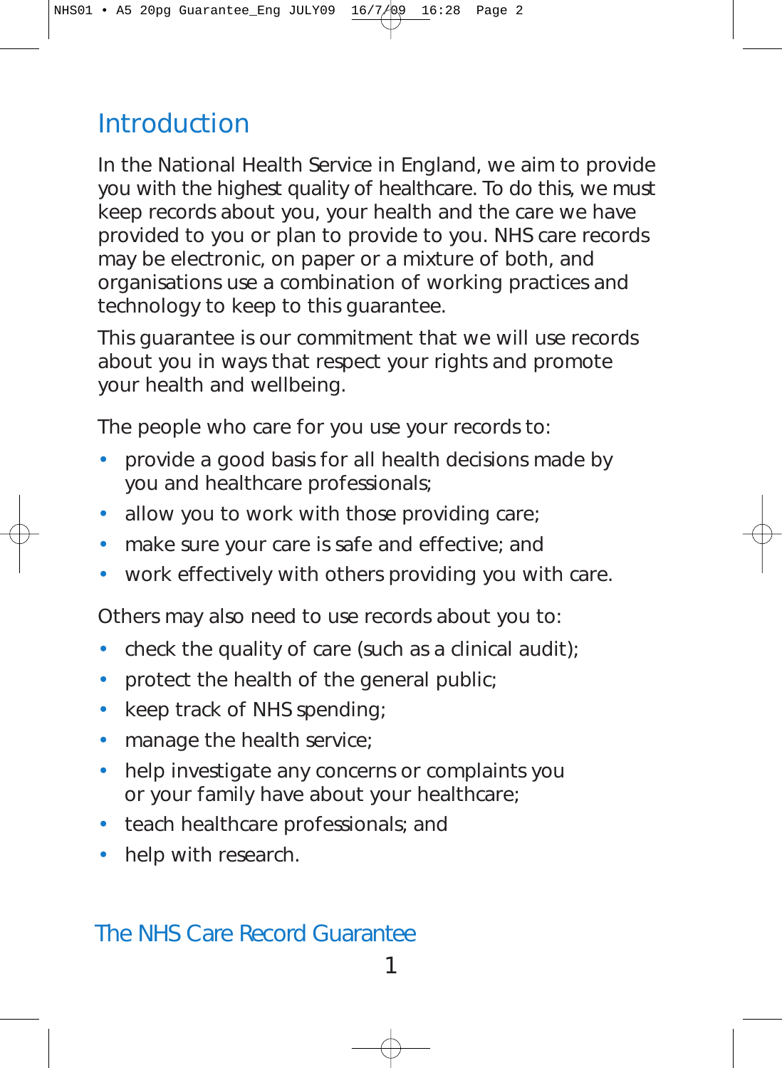## Introduction

In the National Health Service in England, we aim to provide you with the highest quality of healthcare. To do this, we must keep records about you, your health and the care we have provided to you or plan to provide to you. NHS care records may be electronic, on paper or a mixture of both, and organisations use a combination of working practices and technology to keep to this guarantee.

This guarantee is our commitment that we will use records about you in ways that respect your rights and promote your health and wellbeing.

The people who care for you use your records to:

- provide a good basis for all health decisions made by you and healthcare professionals;
- allow you to work with those providing care;
- make sure your care is safe and effective; and
- work effectively with others providing you with care.

Others may also need to use records about you to:

- check the quality of care (such as a clinical audit);
- protect the health of the general public;
- keep track of NHS spending;
- manage the health service;
- help investigate any concerns or complaints you or your family have about your healthcare;
- teach healthcare professionals; and
- help with research.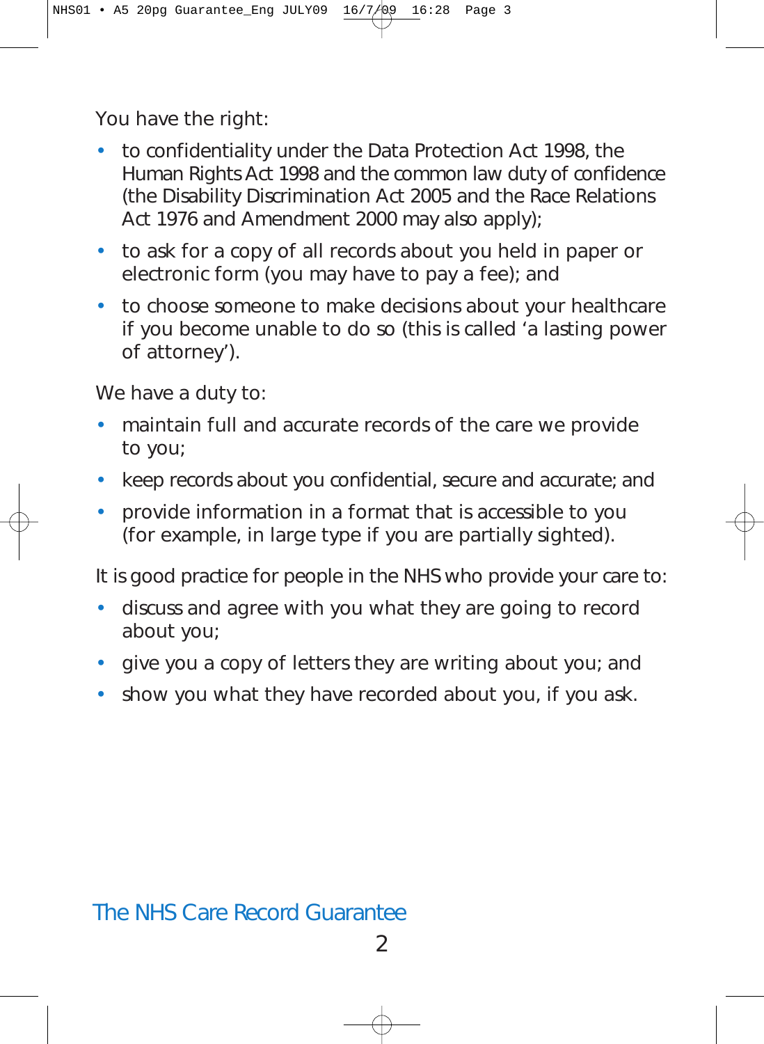You have the right:

- to confidentiality under the Data Protection Act 1998, the Human Rights Act 1998 and the common law duty of confidence (the Disability Discrimination Act 2005 and the Race Relations Act 1976 and Amendment 2000 may also apply);
- to ask for a copy of all records about you held in paper or electronic form (you may have to pay a fee); and
- to choose someone to make decisions about your healthcare if you become unable to do so (this is called 'a lasting power of attorney').

We have a duty to:

- maintain full and accurate records of the care we provide to you;
- keep records about you confidential, secure and accurate; and
- provide information in a format that is accessible to you (for example, in large type if you are partially sighted).

It is good practice for people in the NHS who provide your care to:

- discuss and agree with you what they are going to record about you;
- give you a copy of letters they are writing about you; and
- show you what they have recorded about you, if you ask.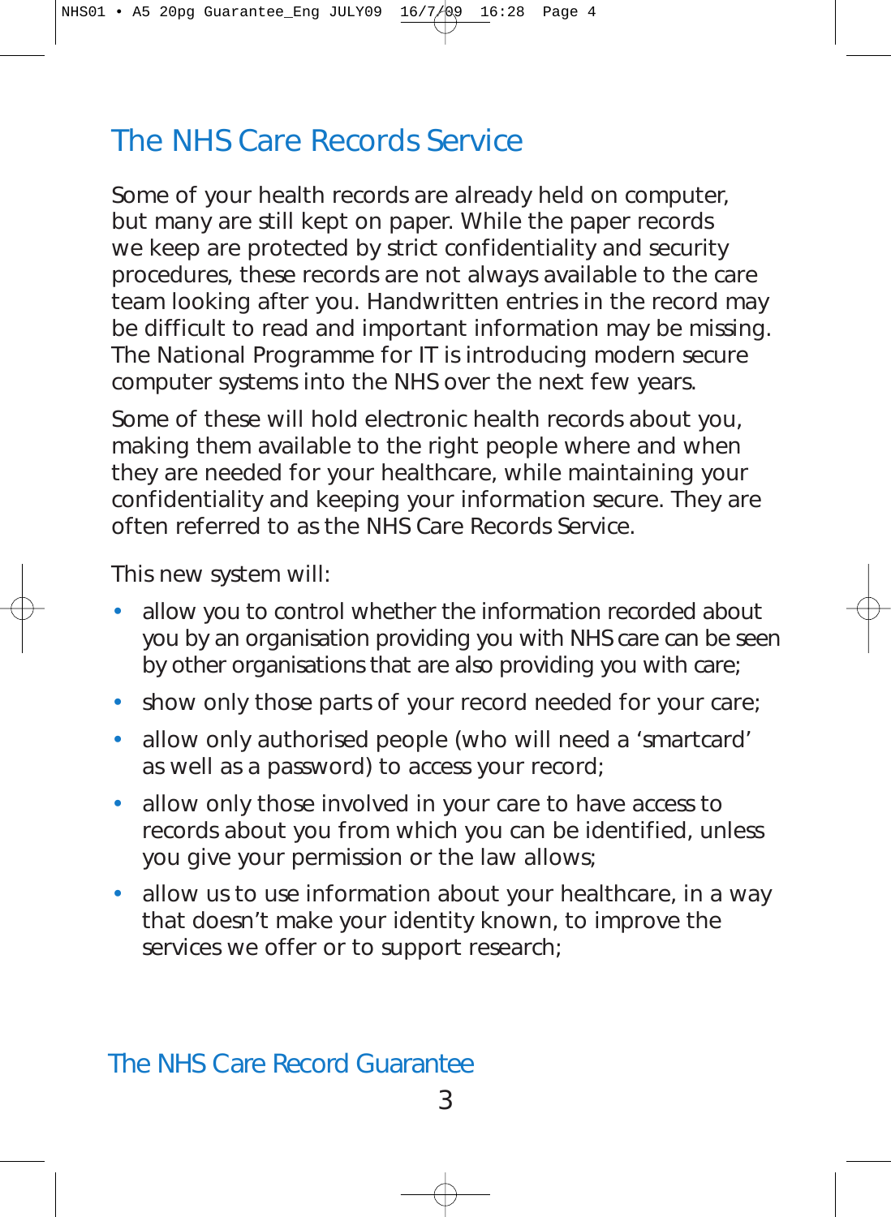## The NHS Care Records Service

Some of your health records are already held on computer, but many are still kept on paper. While the paper records we keep are protected by strict confidentiality and security procedures, these records are not always available to the care team looking after you. Handwritten entries in the record may be difficult to read and important information may be missing. The National Programme for IT is introducing modern secure computer systems into the NHS over the next few years.

Some of these will hold electronic health records about you, making them available to the right people where and when they are needed for your healthcare, while maintaining your confidentiality and keeping your information secure. They are often referred to as the NHS Care Records Service.

This new system will:

- allow you to control whether the information recorded about you by an organisation providing you with NHS care can be seen by other organisations that are also providing you with care;
- show only those parts of your record needed for your care;
- allow only authorised people (who will need a 'smartcard' as well as a password) to access your record;
- allow only those involved in your care to have access to records about you from which you can be identified, unless you give your permission or the law allows;
- allow us to use information about your healthcare, in a way that doesn't make your identity known, to improve the services we offer or to support research;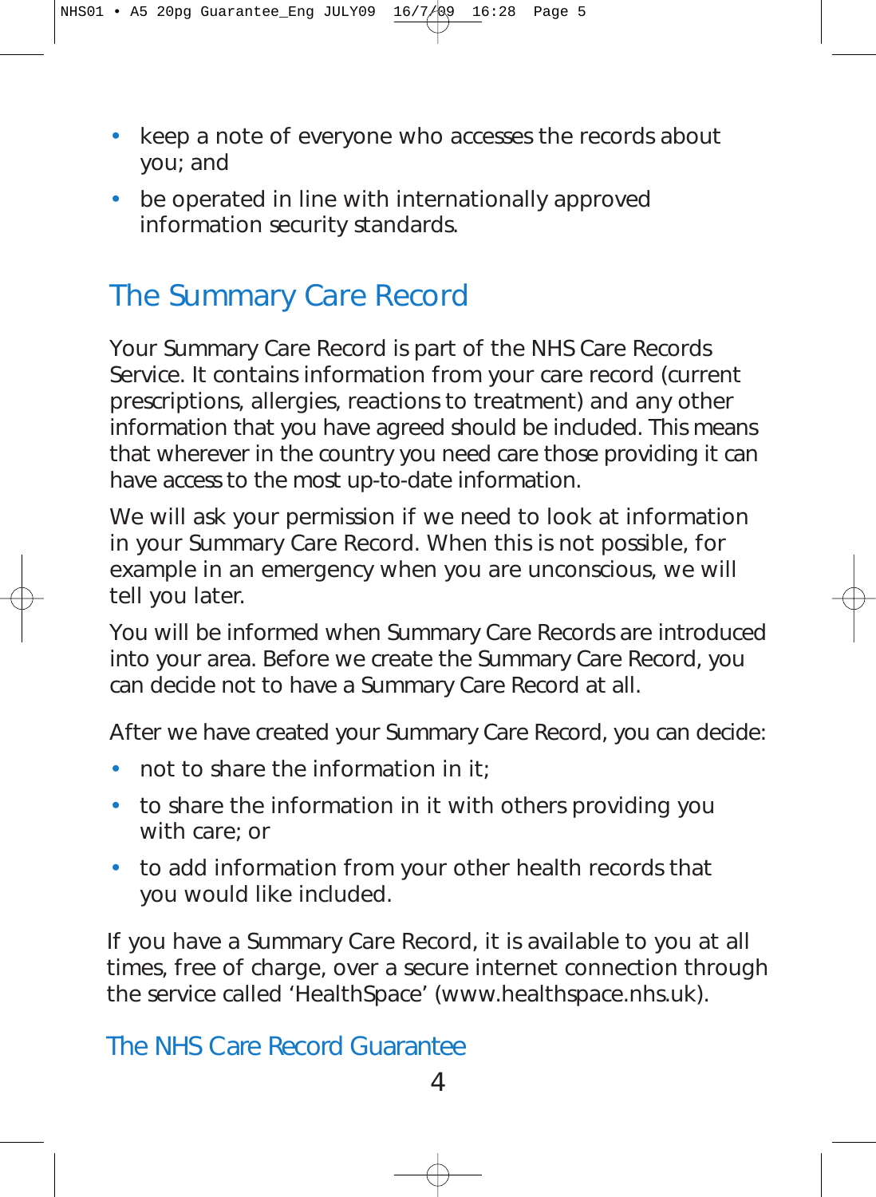- keep a note of everyone who accesses the records about you; and
- be operated in line with internationally approved information security standards.

## The Summary Care Record

Your Summary Care Record is part of the NHS Care Records Service. It contains information from your care record (current prescriptions, allergies, reactions to treatment) and any other information that you have agreed should be included. This means that wherever in the country you need care those providing it can have access to the most up-to-date information.

We will ask your permission if we need to look at information in your Summary Care Record. When this is not possible, for example in an emergency when you are unconscious, we will tell you later.

You will be informed when Summary Care Records are introduced into your area. Before we create the Summary Care Record, you can decide not to have a Summary Care Record at all.

After we have created your Summary Care Record, you can decide:

- not to share the information in it;
- to share the information in it with others providing you with care; or
- to add information from your other health records that you would like included.

If you have a Summary Care Record, it is available to you at all times, free of charge, over a secure internet connection through the service called 'HealthSpace' (www.healthspace.nhs.uk).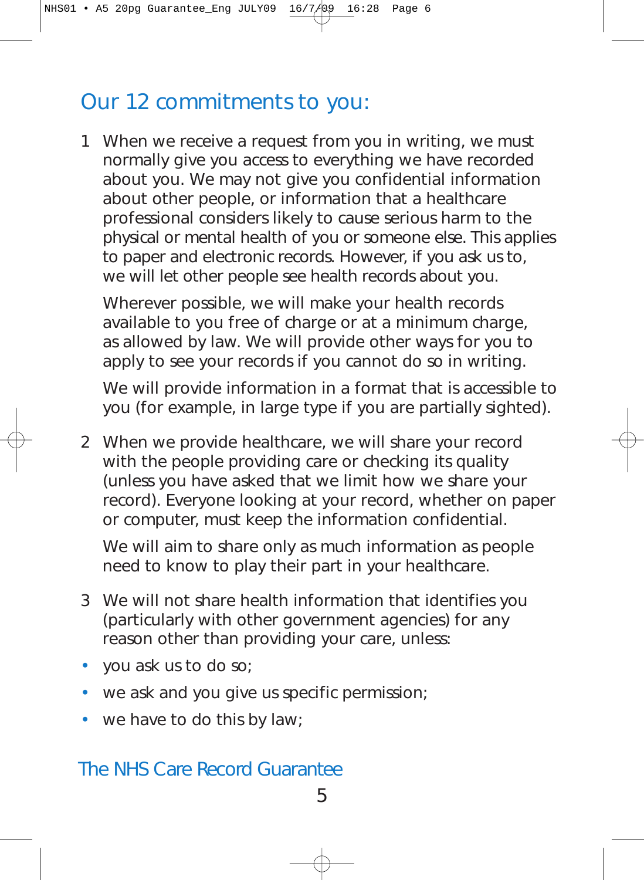## Our 12 commitments to you:

1. When we receive a request from you in writing, we must normally give you access to everything we have recorded about you. We may not give you confidential information about other people, or information that a healthcare professional considers likely to cause serious harm to the physical or mental health of you or someone else. This applies to paper and electronic records. However, if you ask us to, we will let other people see health records about you.

   Wherever possible, we will make your health records available to you free of charge or at a minimum charge, as allowed by law. We will provide other ways for you to apply to see your records if you cannot do so in writing.

   We will provide information in a format that is accessible to you (for example, in large type if you are partially sighted).

2. When we provide healthcare, we will share your record with the people providing care or checking its quality (unless you have asked that we limit how we share your record). Everyone looking at your record, whether on paper or computer, must keep the information confidential.

   We will aim to share only as much information as people need to know to play their part in your healthcare.

3. We will not share health information that identifies you (particularly with other government agencies) for any reason other than providing your care, unless:

- you ask us to do so;
- we ask and you give us specific permission;
- we have to do this by law;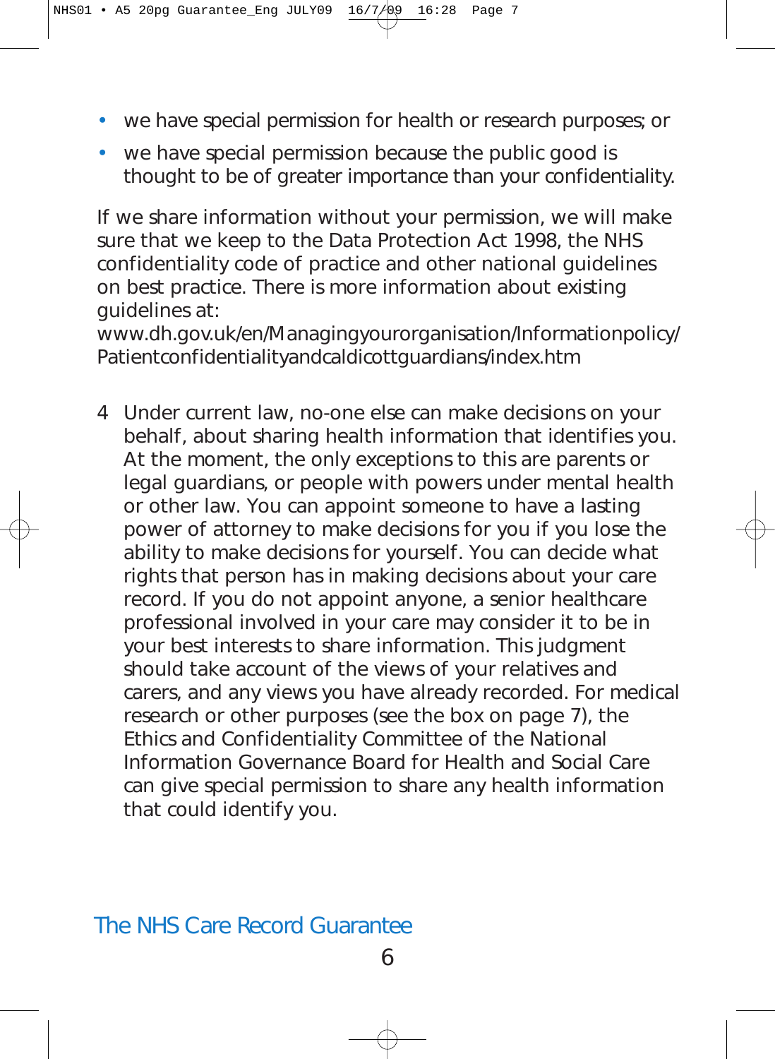- we have special permission for health or research purposes; or
- we have special permission because the public good is thought to be of greater importance than your confidentiality.

If we share information without your permission, we will make sure that we keep to the Data Protection Act 1998, the NHS confidentiality code of practice and other national guidelines on best practice. There is more information about existing guidelines at:
www.dh.gov.uk/en/Managingyourorganisation/Informationpolicy/Patientconfidentialityandcaldicottguardians/index.htm

4 Under current law, no-one else can make decisions on your behalf, about sharing health information that identifies you. At the moment, the only exceptions to this are parents or legal guardians, or people with powers under mental health or other law. You can appoint someone to have a lasting power of attorney to make decisions for you if you lose the ability to make decisions for yourself. You can decide what rights that person has in making decisions about your care record. If you do not appoint anyone, a senior healthcare professional involved in your care may consider it to be in your best interests to share information. This judgment should take account of the views of your relatives and carers, and any views you have already recorded. For medical research or other purposes (see the box on page 7), the Ethics and Confidentiality Committee of the National Information Governance Board for Health and Social Care can give special permission to share any health information that could identify you.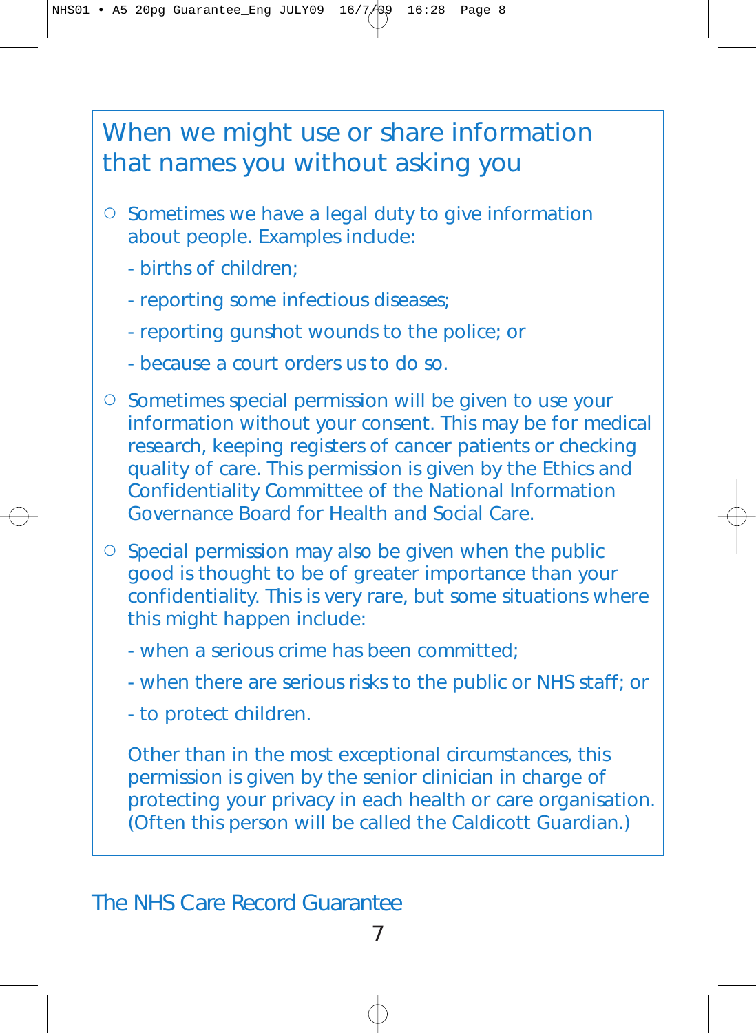## When we might use or share information that names you without asking you

- Sometimes we have a legal duty to give information about people. Examples include:

  - births of children;
  - reporting some infectious diseases;
  - reporting gunshot wounds to the police; or
  - because a court orders us to do so.

- Sometimes special permission will be given to use your information without your consent. This may be for medical research, keeping registers of cancer patients or checking quality of care. This permission is given by the Ethics and Confidentiality Committee of the National Information Governance Board for Health and Social Care.

- Special permission may also be given when the public good is thought to be of greater importance than your confidentiality. This is very rare, but some situations where this might happen include:

  - when a serious crime has been committed;
  - when there are serious risks to the public or NHS staff; or
  - to protect children.

  Other than in the most exceptional circumstances, this permission is given by the senior clinician in charge of protecting your privacy in each health or care organisation. (Often this person will be called the Caldicott Guardian.)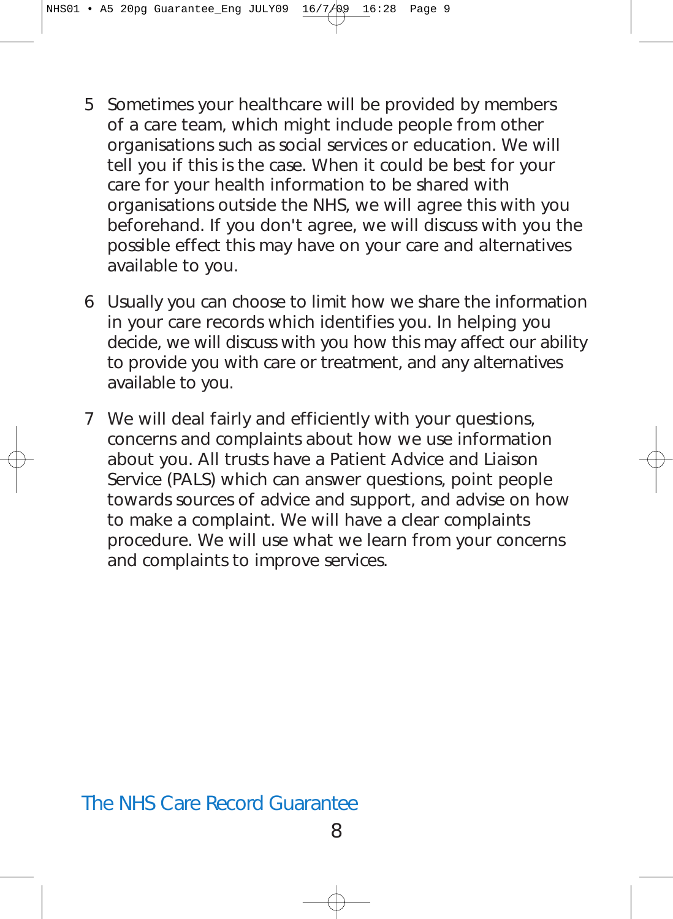5. Sometimes your healthcare will be provided by members of a care team, which might include people from other organisations such as social services or education. We will tell you if this is the case. When it could be best for your care for your health information to be shared with organisations outside the NHS, we will agree this with you beforehand. If you don't agree, we will discuss with you the possible effect this may have on your care and alternatives available to you.

6. Usually you can choose to limit how we share the information in your care records which identifies you. In helping you decide, we will discuss with you how this may affect our ability to provide you with care or treatment, and any alternatives available to you.

7. We will deal fairly and efficiently with your questions, concerns and complaints about how we use information about you. All trusts have a Patient Advice and Liaison Service (PALS) which can answer questions, point people towards sources of advice and support, and advise on how to make a complaint. We will have a clear complaints procedure. We will use what we learn from your concerns and complaints to improve services.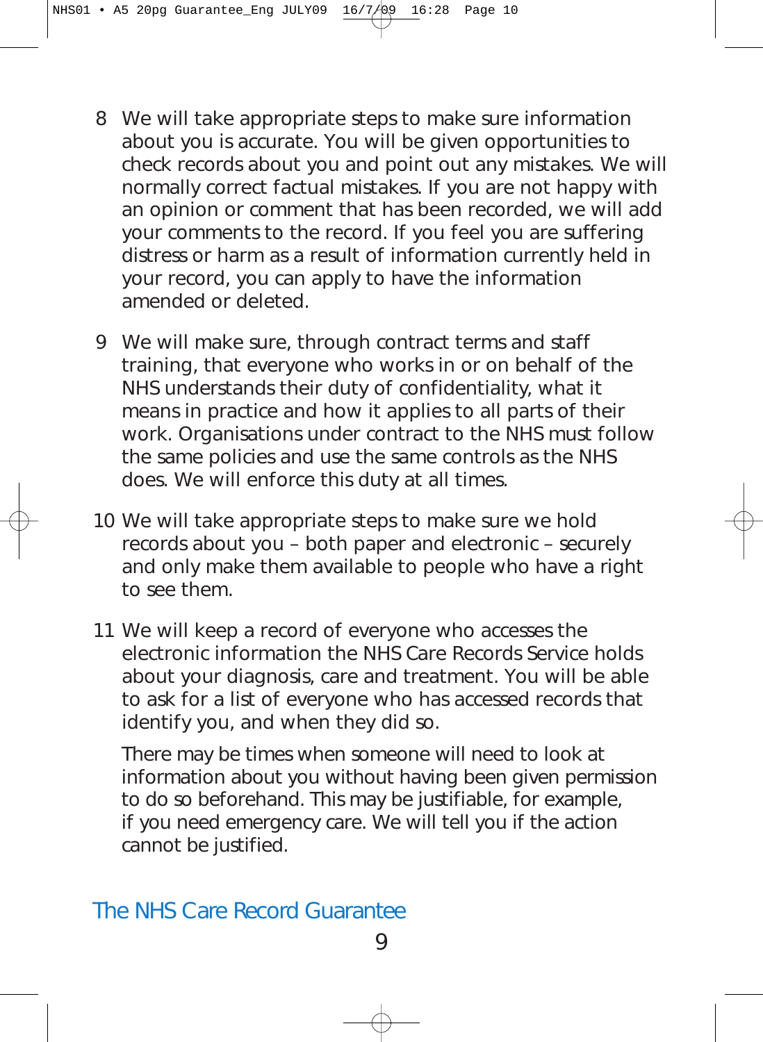8 We will take appropriate steps to make sure information about you is accurate. You will be given opportunities to check records about you and point out any mistakes. We will normally correct factual mistakes. If you are not happy with an opinion or comment that has been recorded, we will add your comments to the record. If you feel you are suffering distress or harm as a result of information currently held in your record, you can apply to have the information amended or deleted.

9 We will make sure, through contract terms and staff training, that everyone who works in or on behalf of the NHS understands their duty of confidentiality, what it means in practice and how it applies to all parts of their work. Organisations under contract to the NHS must follow the same policies and use the same controls as the NHS does. We will enforce this duty at all times.

10 We will take appropriate steps to make sure we hold records about you – both paper and electronic – securely and only make them available to people who have a right to see them.

11 We will keep a record of everyone who accesses the electronic information the NHS Care Records Service holds about your diagnosis, care and treatment. You will be able to ask for a list of everyone who has accessed records that identify you, and when they did so.

There may be times when someone will need to look at information about you without having been given permission to do so beforehand. This may be justifiable, for example, if you need emergency care. We will tell you if the action cannot be justified.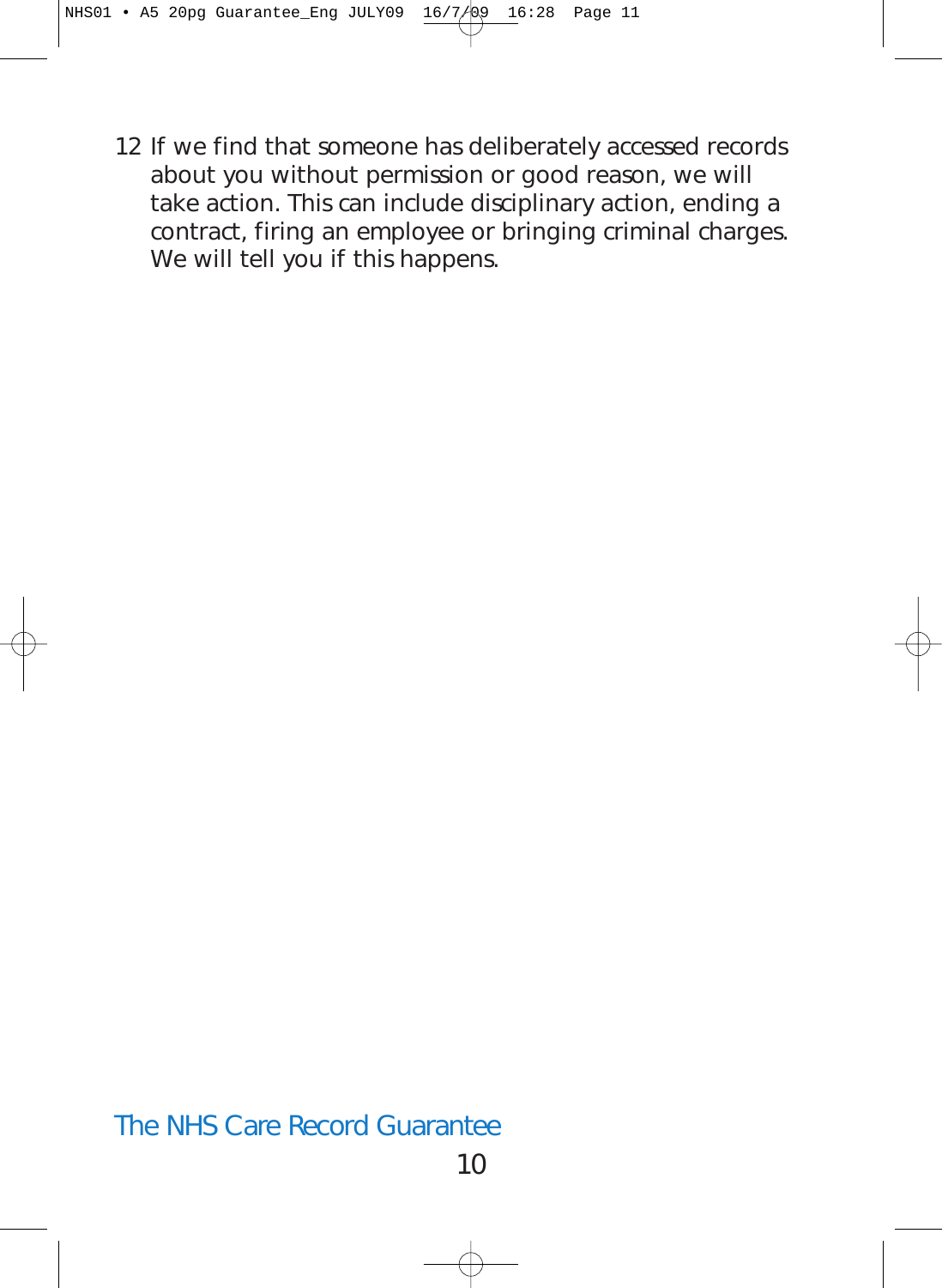12 If we find that someone has deliberately accessed records about you without permission or good reason, we will take action. This can include disciplinary action, ending a contract, firing an employee or bringing criminal charges. We will tell you if this happens.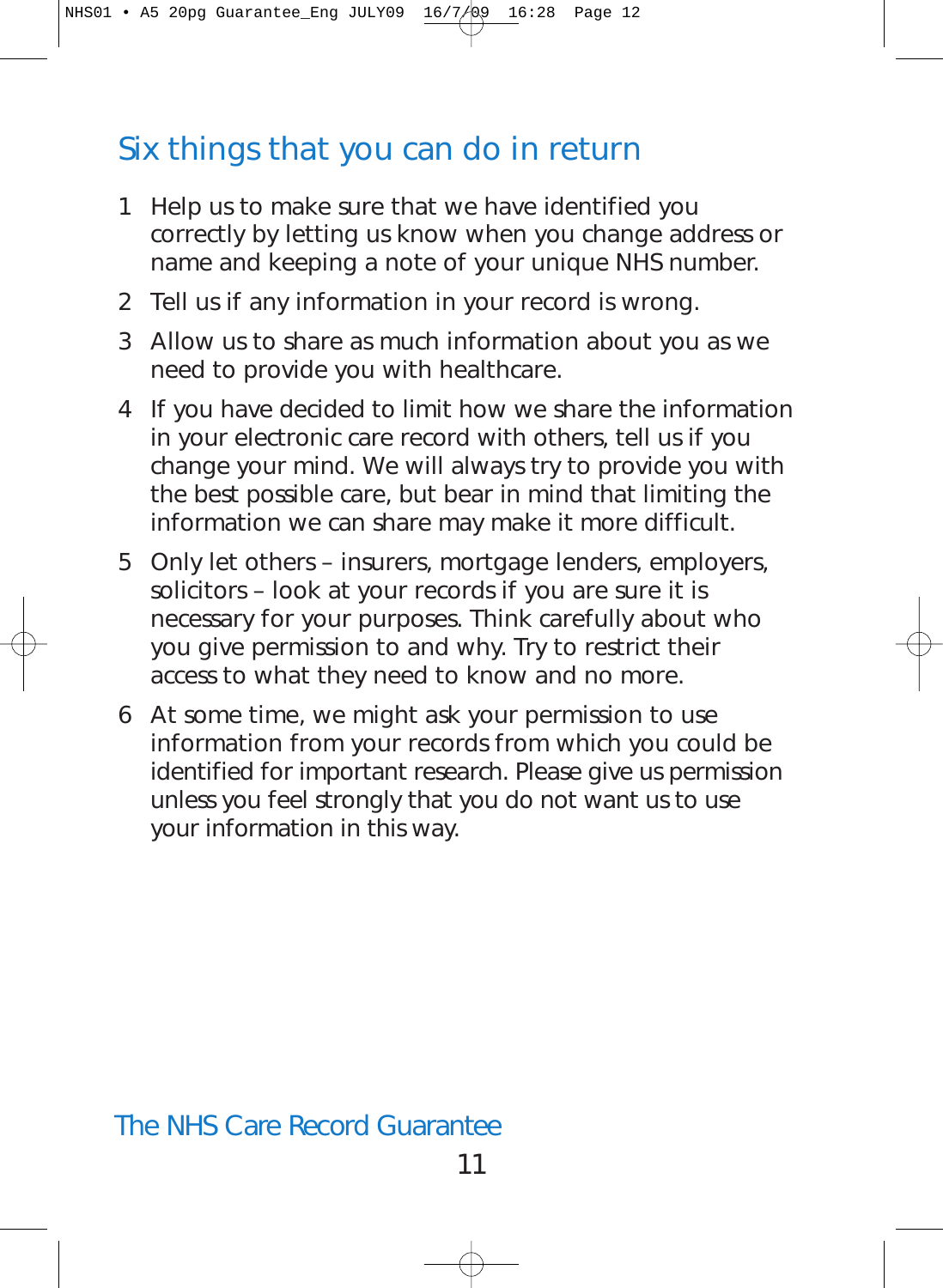## Six things that you can do in return

1. Help us to make sure that we have identified you correctly by letting us know when you change address or name and keeping a note of your unique NHS number.
2. Tell us if any information in your record is wrong.
3. Allow us to share as much information about you as we need to provide you with healthcare.
4. If you have decided to limit how we share the information in your electronic care record with others, tell us if you change your mind. We will always try to provide you with the best possible care, but bear in mind that limiting the information we can share may make it more difficult.
5. Only let others – insurers, mortgage lenders, employers, solicitors – look at your records if you are sure it is necessary for your purposes. Think carefully about who you give permission to and why. Try to restrict their access to what they need to know and no more.
6. At some time, we might ask your permission to use information from your records from which you could be identified for important research. Please give us permission unless you feel strongly that you do not want us to use your information in this way.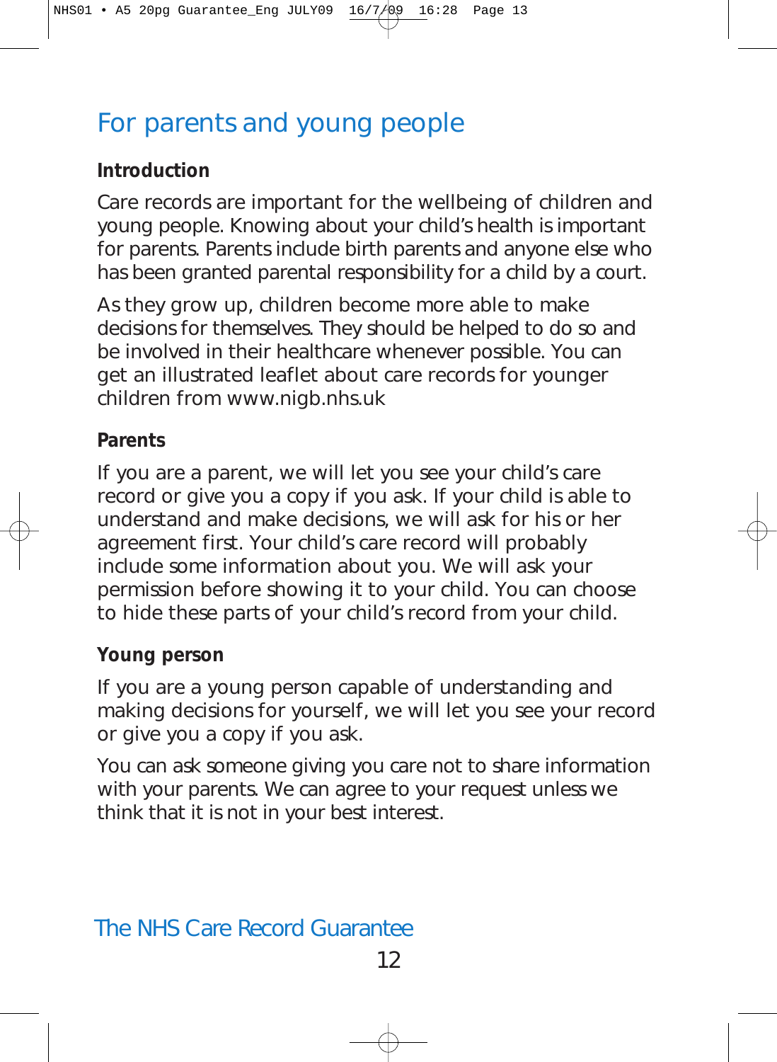# For parents and young people

## Introduction

Care records are important for the wellbeing of children and young people. Knowing about your child's health is important for parents. Parents include birth parents and anyone else who has been granted parental responsibility for a child by a court.

As they grow up, children become more able to make decisions for themselves. They should be helped to do so and be involved in their healthcare whenever possible. You can get an illustrated leaflet about care records for younger children from www.nigb.nhs.uk

## Parents

If you are a parent, we will let you see your child's care record or give you a copy if you ask. If your child is able to understand and make decisions, we will ask for his or her agreement first. Your child's care record will probably include some information about you. We will ask your permission before showing it to your child. You can choose to hide these parts of your child's record from your child.

## Young person

If you are a young person capable of understanding and making decisions for yourself, we will let you see your record or give you a copy if you ask.

You can ask someone giving you care not to share information with your parents. We can agree to your request unless we think that it is not in your best interest.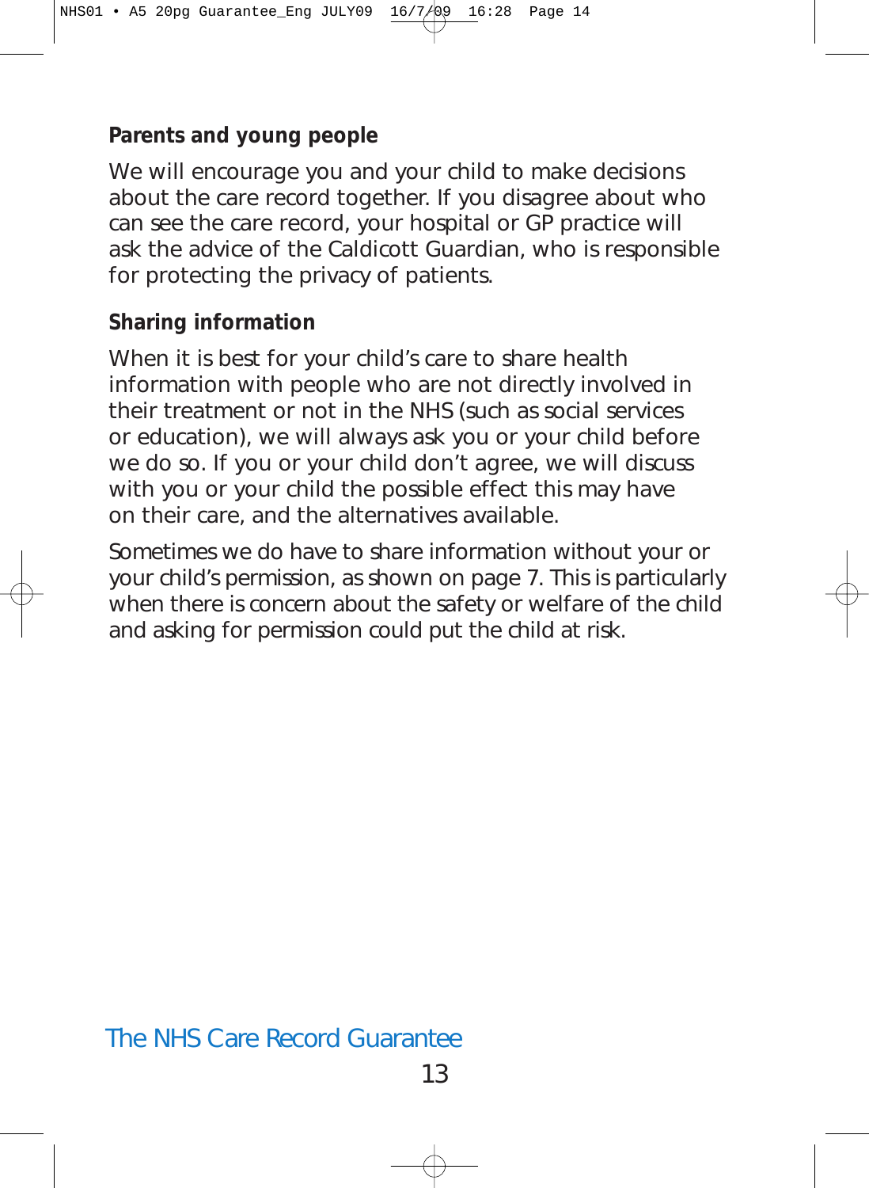### Parents and young people

We will encourage you and your child to make decisions about the care record together. If you disagree about who can see the care record, your hospital or GP practice will ask the advice of the Caldicott Guardian, who is responsible for protecting the privacy of patients.

### Sharing information

When it is best for your child's care to share health information with people who are not directly involved in their treatment or not in the NHS (such as social services or education), we will always ask you or your child before we do so. If you or your child don't agree, we will discuss with you or your child the possible effect this may have on their care, and the alternatives available.

Sometimes we do have to share information without your or your child's permission, as shown on page 7. This is particularly when there is concern about the safety or welfare of the child and asking for permission could put the child at risk.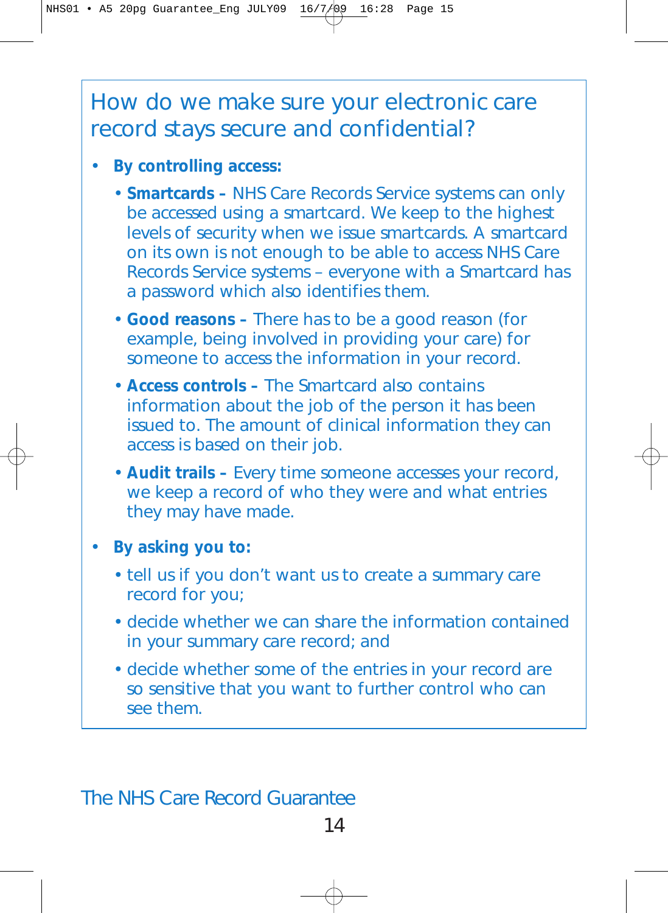## How do we make sure your electronic care record stays secure and confidential?

- **By controlling access:**
  - **Smartcards –** NHS Care Records Service systems can only be accessed using a smartcard. We keep to the highest levels of security when we issue smartcards. A smartcard on its own is not enough to be able to access NHS Care Records Service systems – everyone with a Smartcard has a password which also identifies them.
  - **Good reasons –** There has to be a good reason (for example, being involved in providing your care) for someone to access the information in your record.
  - **Access controls –** The Smartcard also contains information about the job of the person it has been issued to. The amount of clinical information they can access is based on their job.
  - **Audit trails –** Every time someone accesses your record, we keep a record of who they were and what entries they may have made.
- **By asking you to:**
  - tell us if you don't want us to create a summary care record for you;
  - decide whether we can share the information contained in your summary care record; and
  - decide whether some of the entries in your record are so sensitive that you want to further control who can see them.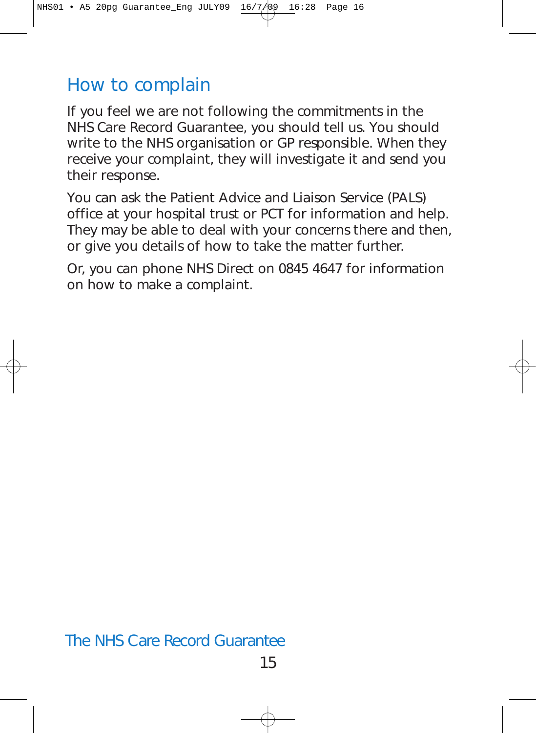## How to complain

If you feel we are not following the commitments in the NHS Care Record Guarantee, you should tell us. You should write to the NHS organisation or GP responsible. When they receive your complaint, they will investigate it and send you their response.

You can ask the Patient Advice and Liaison Service (PALS) office at your hospital trust or PCT for information and help. They may be able to deal with your concerns there and then, or give you details of how to take the matter further.

Or, you can phone NHS Direct on 0845 4647 for information on how to make a complaint.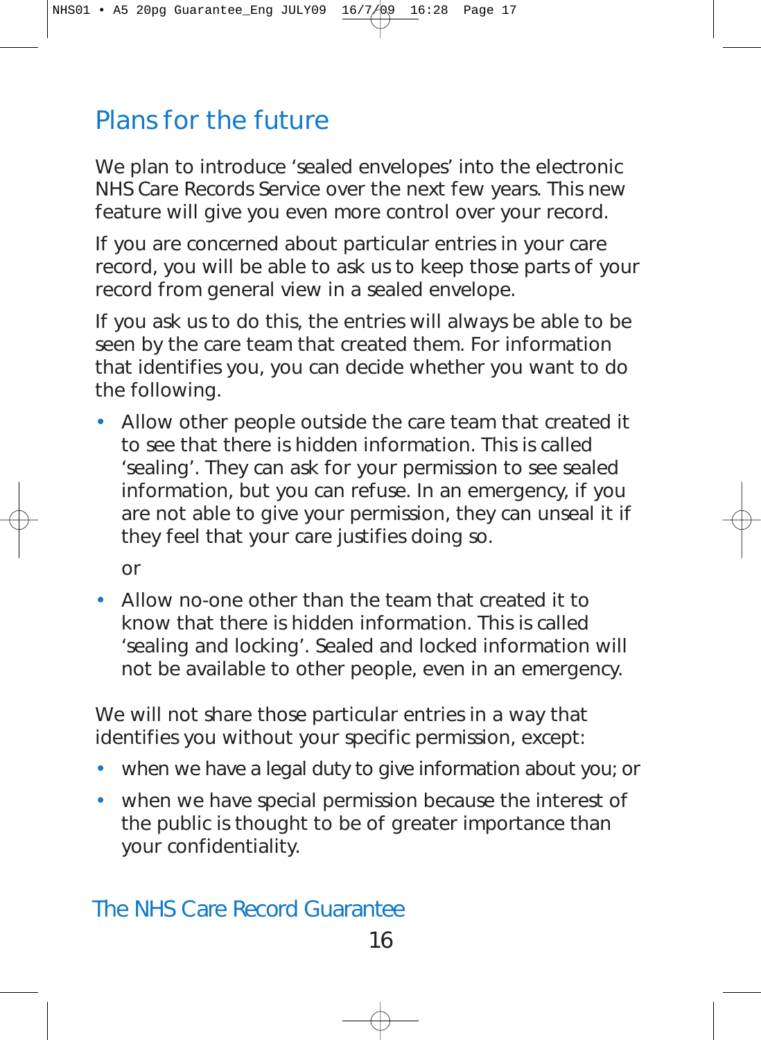## Plans for the future

We plan to introduce 'sealed envelopes' into the electronic NHS Care Records Service over the next few years. This new feature will give you even more control over your record.

If you are concerned about particular entries in your care record, you will be able to ask us to keep those parts of your record from general view in a sealed envelope.

If you ask us to do this, the entries will always be able to be seen by the care team that created them. For information that identifies you, you can decide whether you want to do the following.

- Allow other people outside the care team that created it to see that there is hidden information. This is called 'sealing'. They can ask for your permission to see sealed information, but you can refuse. In an emergency, if you are not able to give your permission, they can unseal it if they feel that your care justifies doing so.

  or

- Allow no-one other than the team that created it to know that there is hidden information. This is called 'sealing and locking'. Sealed and locked information will not be available to other people, even in an emergency.

We will not share those particular entries in a way that identifies you without your specific permission, except:

- when we have a legal duty to give information about you; or
- when we have special permission because the interest of the public is thought to be of greater importance than your confidentiality.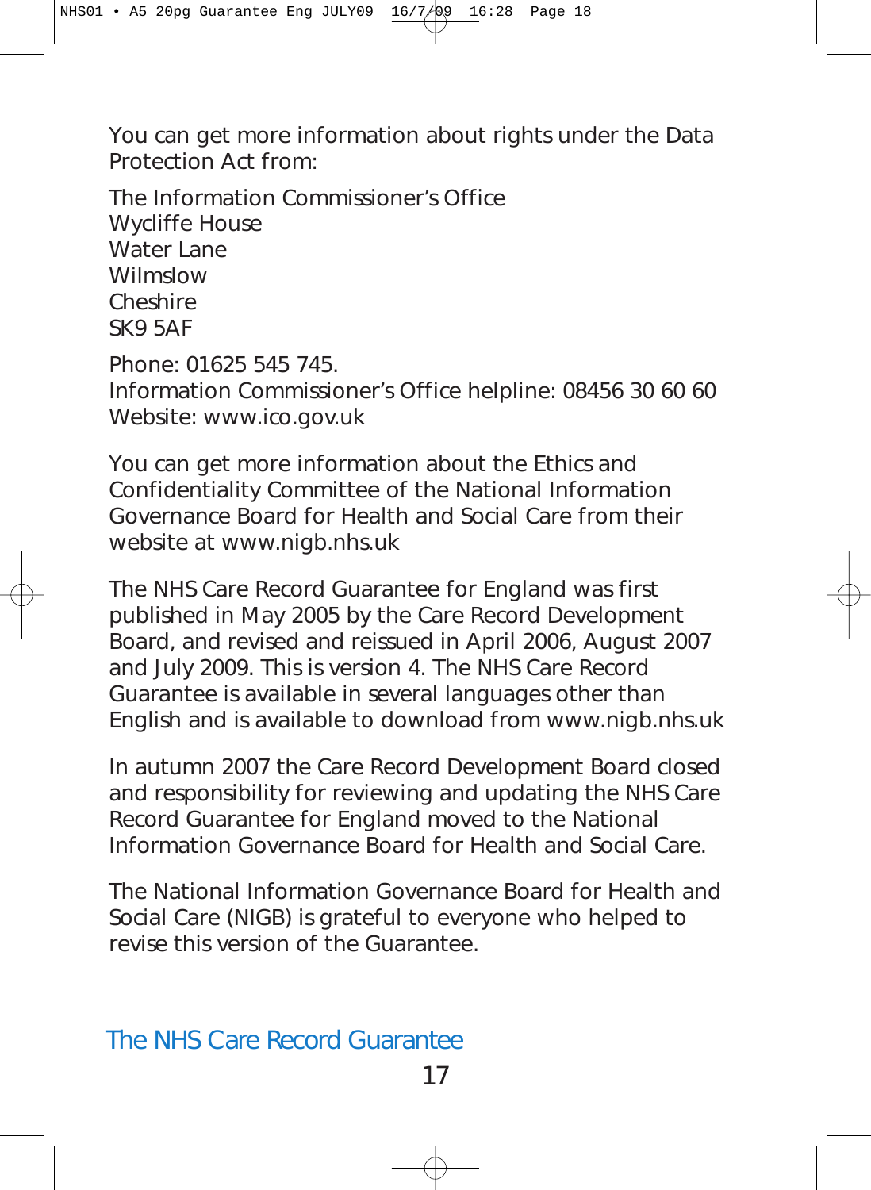You can get more information about rights under the Data Protection Act from:

The Information Commissioner's Office
Wycliffe House
Water Lane
Wilmslow
Cheshire
SK9 5AF

Phone: 01625 545 745.
Information Commissioner's Office helpline: 08456 30 60 60
Website: www.ico.gov.uk

You can get more information about the Ethics and Confidentiality Committee of the National Information Governance Board for Health and Social Care from their website at www.nigb.nhs.uk

The NHS Care Record Guarantee for England was first published in May 2005 by the Care Record Development Board, and revised and reissued in April 2006, August 2007 and July 2009. This is version 4. The NHS Care Record Guarantee is available in several languages other than English and is available to download from www.nigb.nhs.uk

In autumn 2007 the Care Record Development Board closed and responsibility for reviewing and updating the NHS Care Record Guarantee for England moved to the National Information Governance Board for Health and Social Care.

The National Information Governance Board for Health and Social Care (NIGB) is grateful to everyone who helped to revise this version of the Guarantee.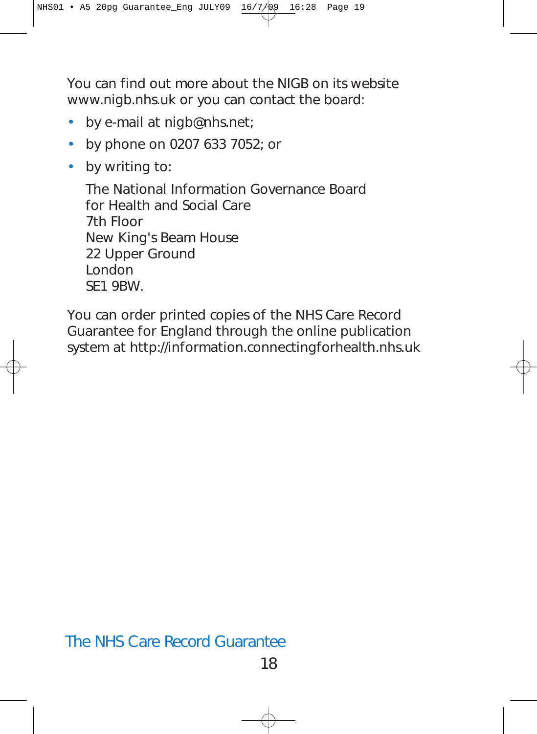You can find out more about the NIGB on its website www.nigb.nhs.uk or you can contact the board:

- by e-mail at nigb@nhs.net;
- by phone on 0207 633 7052; or
- by writing to:

  The National Information Governance Board
  for Health and Social Care
  7th Floor
  New King's Beam House
  22 Upper Ground
  London
  SE1 9BW.

You can order printed copies of the NHS Care Record Guarantee for England through the online publication system at http://information.connectingforhealth.nhs.uk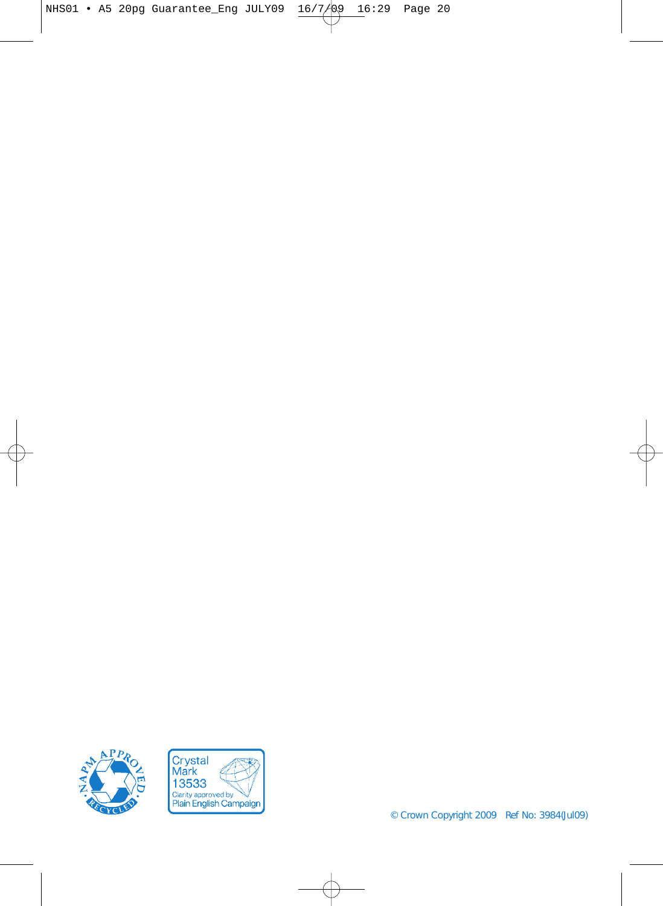NAPM APPROVED RECYCLED

Crystal Mark 13533
Clarity approved by
Plain English Campaign

© Crown Copyright 2009   Ref No: 3984(Jul09)